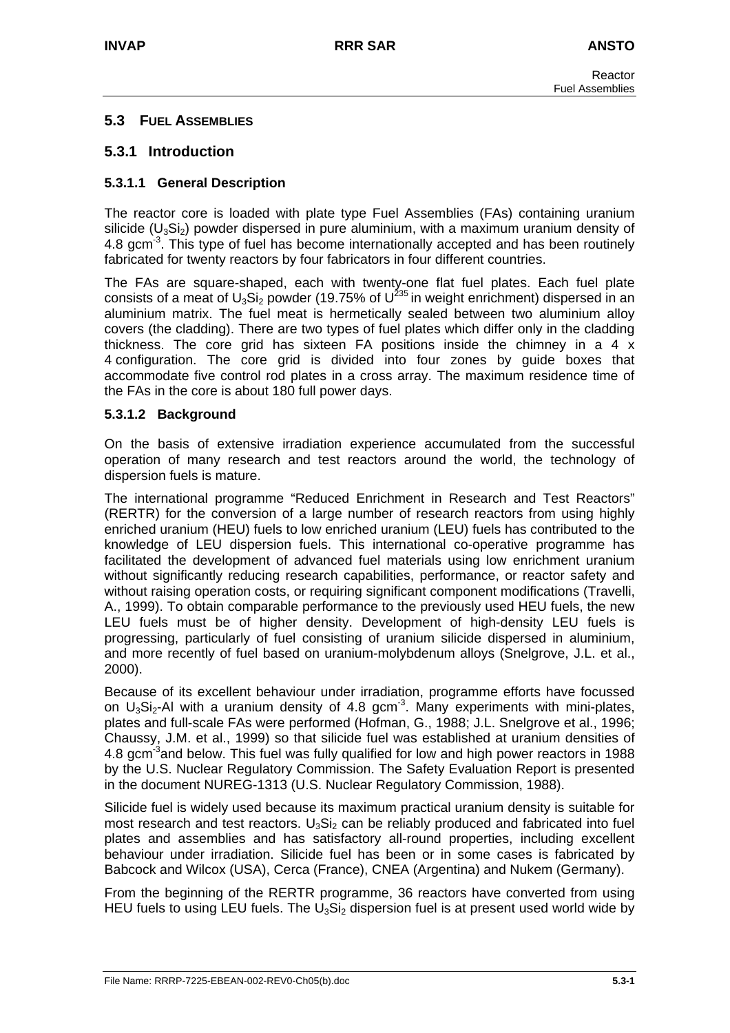## 5.3 FUEL ASSEMBLIES

### 5.3.1 Introduction

#### 5.3.1.1 General Description

The reactor core is loaded with plate type Fuel Assemblies (FAs) containing uranium silicide ($U_3Si_2$) powder dispersed in pure aluminium, with a maximum uranium density of 4.8 $gcm^{-3}$. This type of fuel has become internationally accepted and has been routinely fabricated for twenty reactors by four fabricators in four different countries.

The FAs are square-shaped, each with twenty-one flat fuel plates. Each fuel plate consists of a meat of $U_3Si_2$ powder (19.75% of $U^{235}$ in weight enrichment) dispersed in an aluminium matrix. The fuel meat is hermetically sealed between two aluminium alloy covers (the cladding). There are two types of fuel plates which differ only in the cladding thickness. The core grid has sixteen FA positions inside the chimney in a 4 x 4 configuration. The core grid is divided into four zones by guide boxes that accommodate five control rod plates in a cross array. The maximum residence time of the FAs in the core is about 180 full power days.

#### 5.3.1.2 Background

On the basis of extensive irradiation experience accumulated from the successful operation of many research and test reactors around the world, the technology of dispersion fuels is mature.

The international programme "Reduced Enrichment in Research and Test Reactors" (RERTR) for the conversion of a large number of research reactors from using highly enriched uranium (HEU) fuels to low enriched uranium (LEU) fuels has contributed to the knowledge of LEU dispersion fuels. This international co-operative programme has facilitated the development of advanced fuel materials using low enrichment uranium without significantly reducing research capabilities, performance, or reactor safety and without raising operation costs, or requiring significant component modifications (Travelli, A., 1999). To obtain comparable performance to the previously used HEU fuels, the new LEU fuels must be of higher density. Development of high-density LEU fuels is progressing, particularly of fuel consisting of uranium silicide dispersed in aluminium, and more recently of fuel based on uranium-molybdenum alloys (Snelgrove, J.L. et al., 2000).

Because of its excellent behaviour under irradiation, programme efforts have focussed on $U_3Si_2$-Al with a uranium density of 4.8 $gcm^{-3}$. Many experiments with mini-plates, plates and full-scale FAs were performed (Hofman, G., 1988; J.L. Snelgrove et al., 1996; Chaussy, J.M. et al., 1999) so that silicide fuel was established at uranium densities of 4.8 $gcm^{-3}$ and below. This fuel was fully qualified for low and high power reactors in 1988 by the U.S. Nuclear Regulatory Commission. The Safety Evaluation Report is presented in the document NUREG-1313 (U.S. Nuclear Regulatory Commission, 1988).

Silicide fuel is widely used because its maximum practical uranium density is suitable for most research and test reactors. $U_3Si_2$ can be reliably produced and fabricated into fuel plates and assemblies and has satisfactory all-round properties, including excellent behaviour under irradiation. Silicide fuel has been or in some cases is fabricated by Babcock and Wilcox (USA), Cerca (France), CNEA (Argentina) and Nukem (Germany).

From the beginning of the RERTR programme, 36 reactors have converted from using HEU fuels to using LEU fuels. The $U_3Si_2$ dispersion fuel is at present used world wide by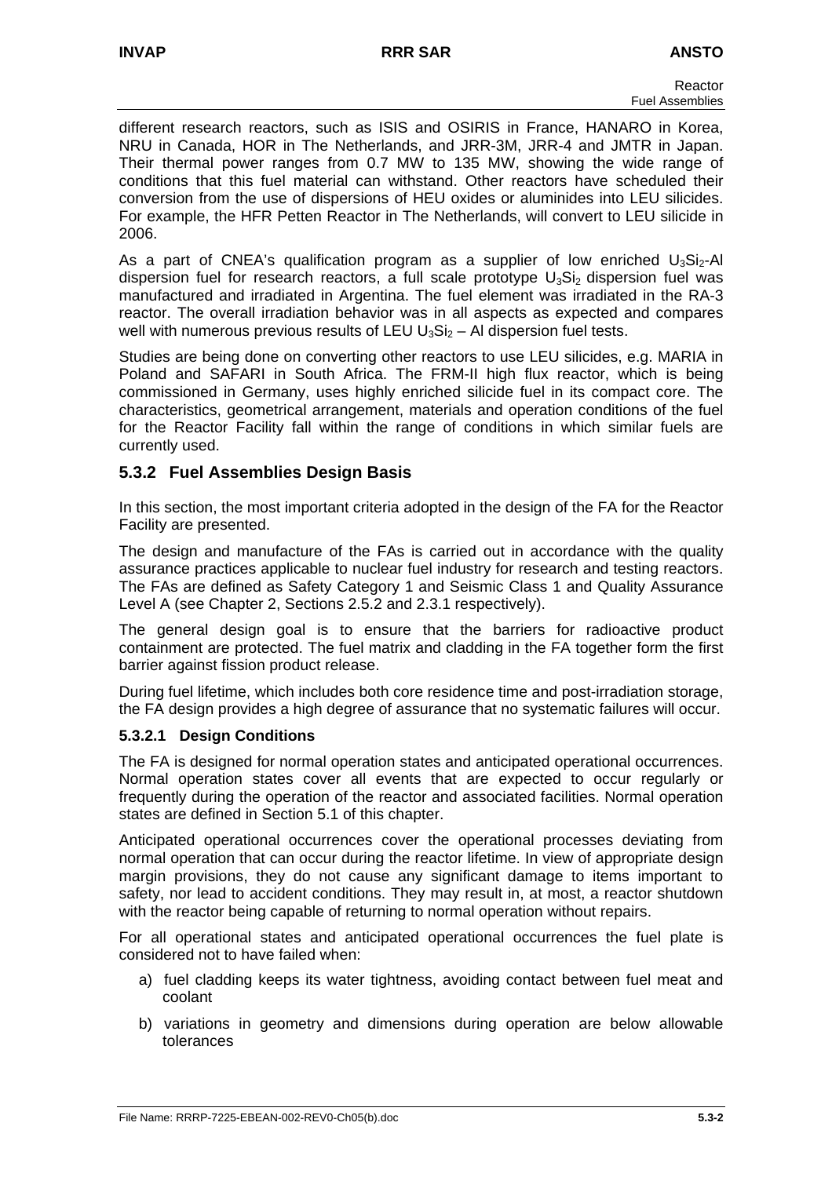different research reactors, such as ISIS and OSIRIS in France, HANARO in Korea, NRU in Canada, HOR in The Netherlands, and JRR-3M, JRR-4 and JMTR in Japan. Their thermal power ranges from 0.7 MW to 135 MW, showing the wide range of conditions that this fuel material can withstand. Other reactors have scheduled their conversion from the use of dispersions of HEU oxides or aluminides into LEU silicides. For example, the HFR Petten Reactor in The Netherlands, will convert to LEU silicide in 2006.

As a part of CNEA's qualification program as a supplier of low enriched $U_3Si_2$-Al dispersion fuel for research reactors, a full scale prototype $U_3Si_2$ dispersion fuel was manufactured and irradiated in Argentina. The fuel element was irradiated in the RA-3 reactor. The overall irradiation behavior was in all aspects as expected and compares well with numerous previous results of LEU $U_3Si_2$ – Al dispersion fuel tests.

Studies are being done on converting other reactors to use LEU silicides, e.g. MARIA in Poland and SAFARI in South Africa. The FRM-II high flux reactor, which is being commissioned in Germany, uses highly enriched silicide fuel in its compact core. The characteristics, geometrical arrangement, materials and operation conditions of the fuel for the Reactor Facility fall within the range of conditions in which similar fuels are currently used.

## 5.3.2 Fuel Assemblies Design Basis

In this section, the most important criteria adopted in the design of the FA for the Reactor Facility are presented.

The design and manufacture of the FAs is carried out in accordance with the quality assurance practices applicable to nuclear fuel industry for research and testing reactors. The FAs are defined as Safety Category 1 and Seismic Class 1 and Quality Assurance Level A (see Chapter 2, Sections 2.5.2 and 2.3.1 respectively).

The general design goal is to ensure that the barriers for radioactive product containment are protected. The fuel matrix and cladding in the FA together form the first barrier against fission product release.

During fuel lifetime, which includes both core residence time and post-irradiation storage, the FA design provides a high degree of assurance that no systematic failures will occur.

### 5.3.2.1 Design Conditions

The FA is designed for normal operation states and anticipated operational occurrences. Normal operation states cover all events that are expected to occur regularly or frequently during the operation of the reactor and associated facilities. Normal operation states are defined in Section 5.1 of this chapter.

Anticipated operational occurrences cover the operational processes deviating from normal operation that can occur during the reactor lifetime. In view of appropriate design margin provisions, they do not cause any significant damage to items important to safety, nor lead to accident conditions. They may result in, at most, a reactor shutdown with the reactor being capable of returning to normal operation without repairs.

For all operational states and anticipated operational occurrences the fuel plate is considered not to have failed when:

a) fuel cladding keeps its water tightness, avoiding contact between fuel meat and coolant

b) variations in geometry and dimensions during operation are below allowable tolerances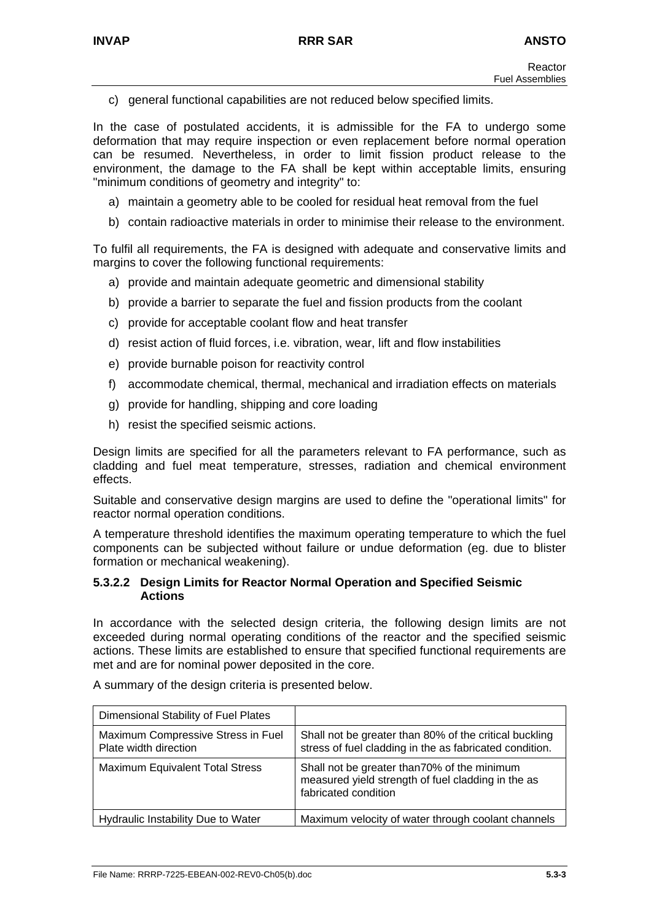c) general functional capabilities are not reduced below specified limits.

In the case of postulated accidents, it is admissible for the FA to undergo some deformation that may require inspection or even replacement before normal operation can be resumed. Nevertheless, in order to limit fission product release to the environment, the damage to the FA shall be kept within acceptable limits, ensuring "minimum conditions of geometry and integrity" to:

a) maintain a geometry able to be cooled for residual heat removal from the fuel
b) contain radioactive materials in order to minimise their release to the environment.

To fulfil all requirements, the FA is designed with adequate and conservative limits and margins to cover the following functional requirements:

a) provide and maintain adequate geometric and dimensional stability
b) provide a barrier to separate the fuel and fission products from the coolant
c) provide for acceptable coolant flow and heat transfer
d) resist action of fluid forces, i.e. vibration, wear, lift and flow instabilities
e) provide burnable poison for reactivity control
f) accommodate chemical, thermal, mechanical and irradiation effects on materials
g) provide for handling, shipping and core loading
h) resist the specified seismic actions.

Design limits are specified for all the parameters relevant to FA performance, such as cladding and fuel meat temperature, stresses, radiation and chemical environment effects.

Suitable and conservative design margins are used to define the "operational limits" for reactor normal operation conditions.

A temperature threshold identifies the maximum operating temperature to which the fuel components can be subjected without failure or undue deformation (eg. due to blister formation or mechanical weakening).

#### 5.3.2.2 Design Limits for Reactor Normal Operation and Specified Seismic Actions

In accordance with the selected design criteria, the following design limits are not exceeded during normal operating conditions of the reactor and the specified seismic actions. These limits are established to ensure that specified functional requirements are met and are for nominal power deposited in the core.

A summary of the design criteria is presented below.

| Dimensional Stability of Fuel Plates | |
|---|---|
| Maximum Compressive Stress in Fuel Plate width direction | Shall not be greater than 80% of the critical buckling stress of fuel cladding in the as fabricated condition. |
| Maximum Equivalent Total Stress | Shall not be greater than70% of the minimum measured yield strength of fuel cladding in the as fabricated condition |
| Hydraulic Instability Due to Water | Maximum velocity of water through coolant channels |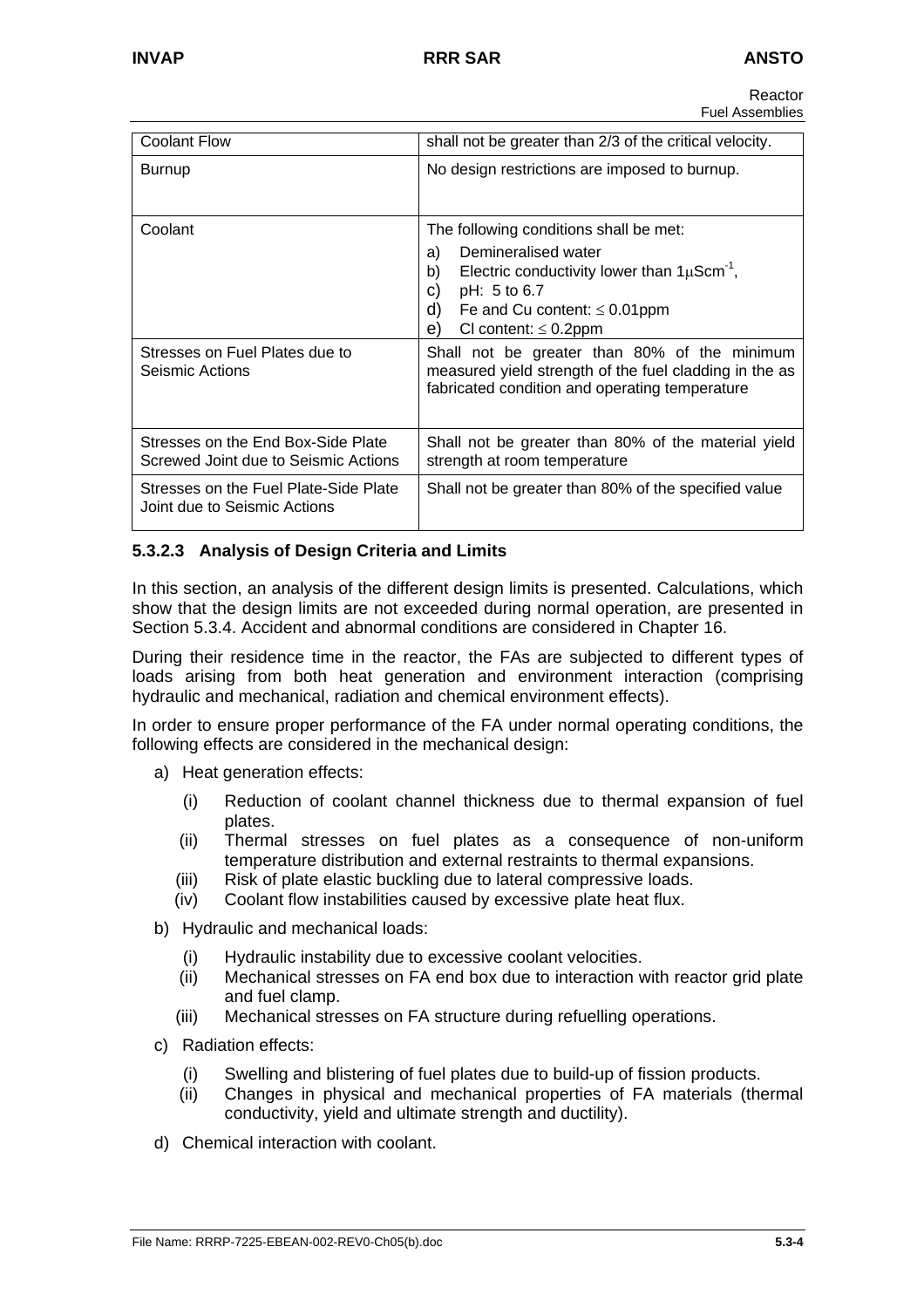| Coolant Flow | shall not be greater than 2/3 of the critical velocity. |
|---|---|
| Burnup | No design restrictions are imposed to burnup. |
| Coolant | The following conditions shall be met:<br>a) Demineralised water<br>b) Electric conductivity lower than $1\mu Scm^{-1}$,<br>c) pH: 5 to 6.7<br>d) Fe and Cu content: $\leq 0.01$ppm<br>e) Cl content: $\leq 0.2$ppm |
| Stresses on Fuel Plates due to Seismic Actions | Shall not be greater than 80% of the minimum measured yield strength of the fuel cladding in the as fabricated condition and operating temperature |
| Stresses on the End Box-Side Plate Screwed Joint due to Seismic Actions | Shall not be greater than 80% of the material yield strength at room temperature |
| Stresses on the Fuel Plate-Side Plate Joint due to Seismic Actions | Shall not be greater than 80% of the specified value |

### 5.3.2.3 Analysis of Design Criteria and Limits

In this section, an analysis of the different design limits is presented. Calculations, which show that the design limits are not exceeded during normal operation, are presented in Section 5.3.4. Accident and abnormal conditions are considered in Chapter 16.

During their residence time in the reactor, the FAs are subjected to different types of loads arising from both heat generation and environment interaction (comprising hydraulic and mechanical, radiation and chemical environment effects).

In order to ensure proper performance of the FA under normal operating conditions, the following effects are considered in the mechanical design:

a) Heat generation effects:
   - (i) Reduction of coolant channel thickness due to thermal expansion of fuel plates.
   - (ii) Thermal stresses on fuel plates as a consequence of non-uniform temperature distribution and external restraints to thermal expansions.
   - (iii) Risk of plate elastic buckling due to lateral compressive loads.
   - (iv) Coolant flow instabilities caused by excessive plate heat flux.

b) Hydraulic and mechanical loads:
   - (i) Hydraulic instability due to excessive coolant velocities.
   - (ii) Mechanical stresses on FA end box due to interaction with reactor grid plate and fuel clamp.
   - (iii) Mechanical stresses on FA structure during refuelling operations.

c) Radiation effects:
   - (i) Swelling and blistering of fuel plates due to build-up of fission products.
   - (ii) Changes in physical and mechanical properties of FA materials (thermal conductivity, yield and ultimate strength and ductility).

d) Chemical interaction with coolant.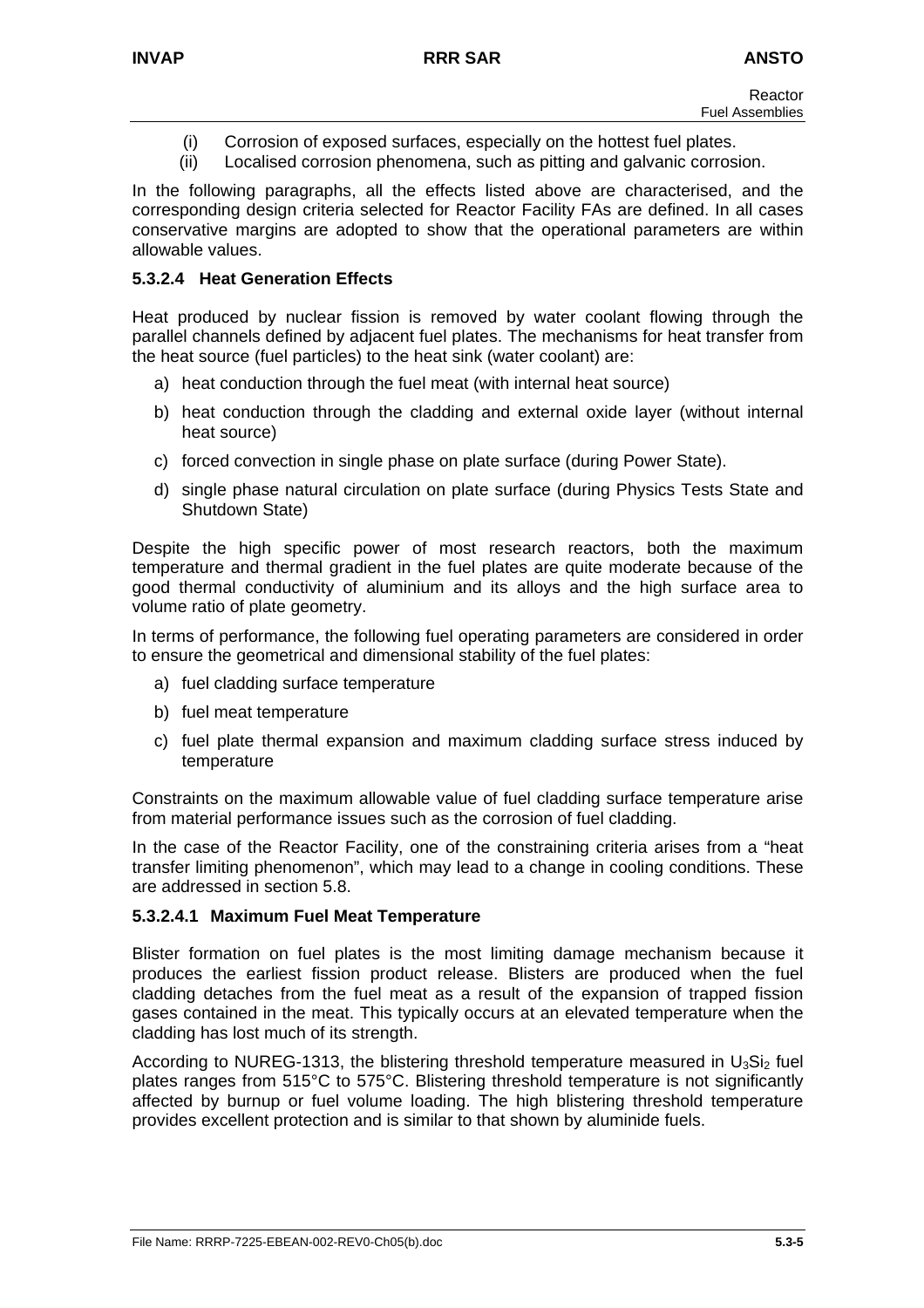(i) Corrosion of exposed surfaces, especially on the hottest fuel plates.

(ii) Localised corrosion phenomena, such as pitting and galvanic corrosion.

In the following paragraphs, all the effects listed above are characterised, and the corresponding design criteria selected for Reactor Facility FAs are defined. In all cases conservative margins are adopted to show that the operational parameters are within allowable values.

### 5.3.2.4 Heat Generation Effects

Heat produced by nuclear fission is removed by water coolant flowing through the parallel channels defined by adjacent fuel plates. The mechanisms for heat transfer from the heat source (fuel particles) to the heat sink (water coolant) are:

a) heat conduction through the fuel meat (with internal heat source)

b) heat conduction through the cladding and external oxide layer (without internal heat source)

c) forced convection in single phase on plate surface (during Power State).

d) single phase natural circulation on plate surface (during Physics Tests State and Shutdown State)

Despite the high specific power of most research reactors, both the maximum temperature and thermal gradient in the fuel plates are quite moderate because of the good thermal conductivity of aluminium and its alloys and the high surface area to volume ratio of plate geometry.

In terms of performance, the following fuel operating parameters are considered in order to ensure the geometrical and dimensional stability of the fuel plates:

a) fuel cladding surface temperature

b) fuel meat temperature

c) fuel plate thermal expansion and maximum cladding surface stress induced by temperature

Constraints on the maximum allowable value of fuel cladding surface temperature arise from material performance issues such as the corrosion of fuel cladding.

In the case of the Reactor Facility, one of the constraining criteria arises from a "heat transfer limiting phenomenon", which may lead to a change in cooling conditions. These are addressed in section 5.8.

#### 5.3.2.4.1 Maximum Fuel Meat Temperature

Blister formation on fuel plates is the most limiting damage mechanism because it produces the earliest fission product release. Blisters are produced when the fuel cladding detaches from the fuel meat as a result of the expansion of trapped fission gases contained in the meat. This typically occurs at an elevated temperature when the cladding has lost much of its strength.

According to NUREG-1313, the blistering threshold temperature measured in $U_3Si_2$ fuel plates ranges from 515°C to 575°C. Blistering threshold temperature is not significantly affected by burnup or fuel volume loading. The high blistering threshold temperature provides excellent protection and is similar to that shown by aluminide fuels.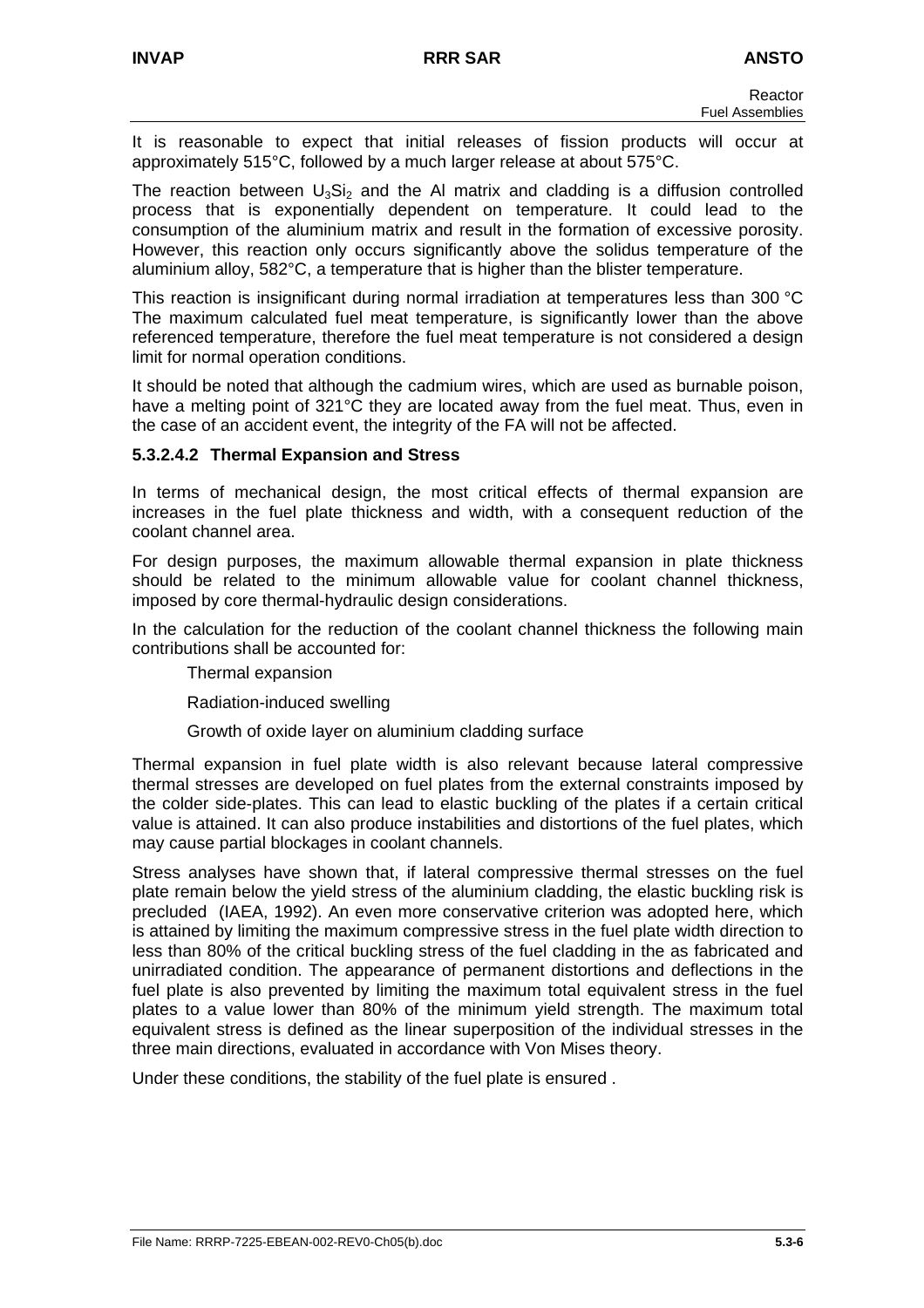It is reasonable to expect that initial releases of fission products will occur at approximately 515°C, followed by a much larger release at about 575°C.

The reaction between $U_3Si_2$ and the Al matrix and cladding is a diffusion controlled process that is exponentially dependent on temperature. It could lead to the consumption of the aluminium matrix and result in the formation of excessive porosity. However, this reaction only occurs significantly above the solidus temperature of the aluminium alloy, 582°C, a temperature that is higher than the blister temperature.

This reaction is insignificant during normal irradiation at temperatures less than 300 °C The maximum calculated fuel meat temperature, is significantly lower than the above referenced temperature, therefore the fuel meat temperature is not considered a design limit for normal operation conditions.

It should be noted that although the cadmium wires, which are used as burnable poison, have a melting point of 321°C they are located away from the fuel meat. Thus, even in the case of an accident event, the integrity of the FA will not be affected.

#### 5.3.2.4.2 Thermal Expansion and Stress

In terms of mechanical design, the most critical effects of thermal expansion are increases in the fuel plate thickness and width, with a consequent reduction of the coolant channel area.

For design purposes, the maximum allowable thermal expansion in plate thickness should be related to the minimum allowable value for coolant channel thickness, imposed by core thermal-hydraulic design considerations.

In the calculation for the reduction of the coolant channel thickness the following main contributions shall be accounted for:

- Thermal expansion
- Radiation-induced swelling
- Growth of oxide layer on aluminium cladding surface

Thermal expansion in fuel plate width is also relevant because lateral compressive thermal stresses are developed on fuel plates from the external constraints imposed by the colder side-plates. This can lead to elastic buckling of the plates if a certain critical value is attained. It can also produce instabilities and distortions of the fuel plates, which may cause partial blockages in coolant channels.

Stress analyses have shown that, if lateral compressive thermal stresses on the fuel plate remain below the yield stress of the aluminium cladding, the elastic buckling risk is precluded (IAEA, 1992). An even more conservative criterion was adopted here, which is attained by limiting the maximum compressive stress in the fuel plate width direction to less than 80% of the critical buckling stress of the fuel cladding in the as fabricated and unirradiated condition. The appearance of permanent distortions and deflections in the fuel plate is also prevented by limiting the maximum total equivalent stress in the fuel plates to a value lower than 80% of the minimum yield strength. The maximum total equivalent stress is defined as the linear superposition of the individual stresses in the three main directions, evaluated in accordance with Von Mises theory.

Under these conditions, the stability of the fuel plate is ensured .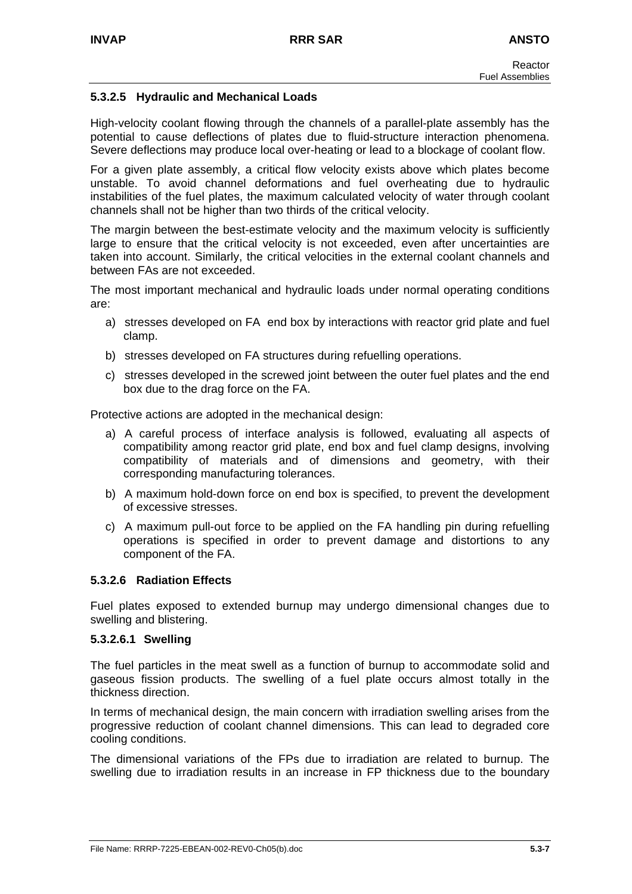### 5.3.2.5 Hydraulic and Mechanical Loads

High-velocity coolant flowing through the channels of a parallel-plate assembly has the potential to cause deflections of plates due to fluid-structure interaction phenomena. Severe deflections may produce local over-heating or lead to a blockage of coolant flow.

For a given plate assembly, a critical flow velocity exists above which plates become unstable. To avoid channel deformations and fuel overheating due to hydraulic instabilities of the fuel plates, the maximum calculated velocity of water through coolant channels shall not be higher than two thirds of the critical velocity.

The margin between the best-estimate velocity and the maximum velocity is sufficiently large to ensure that the critical velocity is not exceeded, even after uncertainties are taken into account. Similarly, the critical velocities in the external coolant channels and between FAs are not exceeded.

The most important mechanical and hydraulic loads under normal operating conditions are:

a) stresses developed on FA end box by interactions with reactor grid plate and fuel clamp.

b) stresses developed on FA structures during refuelling operations.

c) stresses developed in the screwed joint between the outer fuel plates and the end box due to the drag force on the FA.

Protective actions are adopted in the mechanical design:

a) A careful process of interface analysis is followed, evaluating all aspects of compatibility among reactor grid plate, end box and fuel clamp designs, involving compatibility of materials and of dimensions and geometry, with their corresponding manufacturing tolerances.

b) A maximum hold-down force on end box is specified, to prevent the development of excessive stresses.

c) A maximum pull-out force to be applied on the FA handling pin during refuelling operations is specified in order to prevent damage and distortions to any component of the FA.

### 5.3.2.6 Radiation Effects

Fuel plates exposed to extended burnup may undergo dimensional changes due to swelling and blistering.

#### 5.3.2.6.1 Swelling

The fuel particles in the meat swell as a function of burnup to accommodate solid and gaseous fission products. The swelling of a fuel plate occurs almost totally in the thickness direction.

In terms of mechanical design, the main concern with irradiation swelling arises from the progressive reduction of coolant channel dimensions. This can lead to degraded core cooling conditions.

The dimensional variations of the FPs due to irradiation are related to burnup. The swelling due to irradiation results in an increase in FP thickness due to the boundary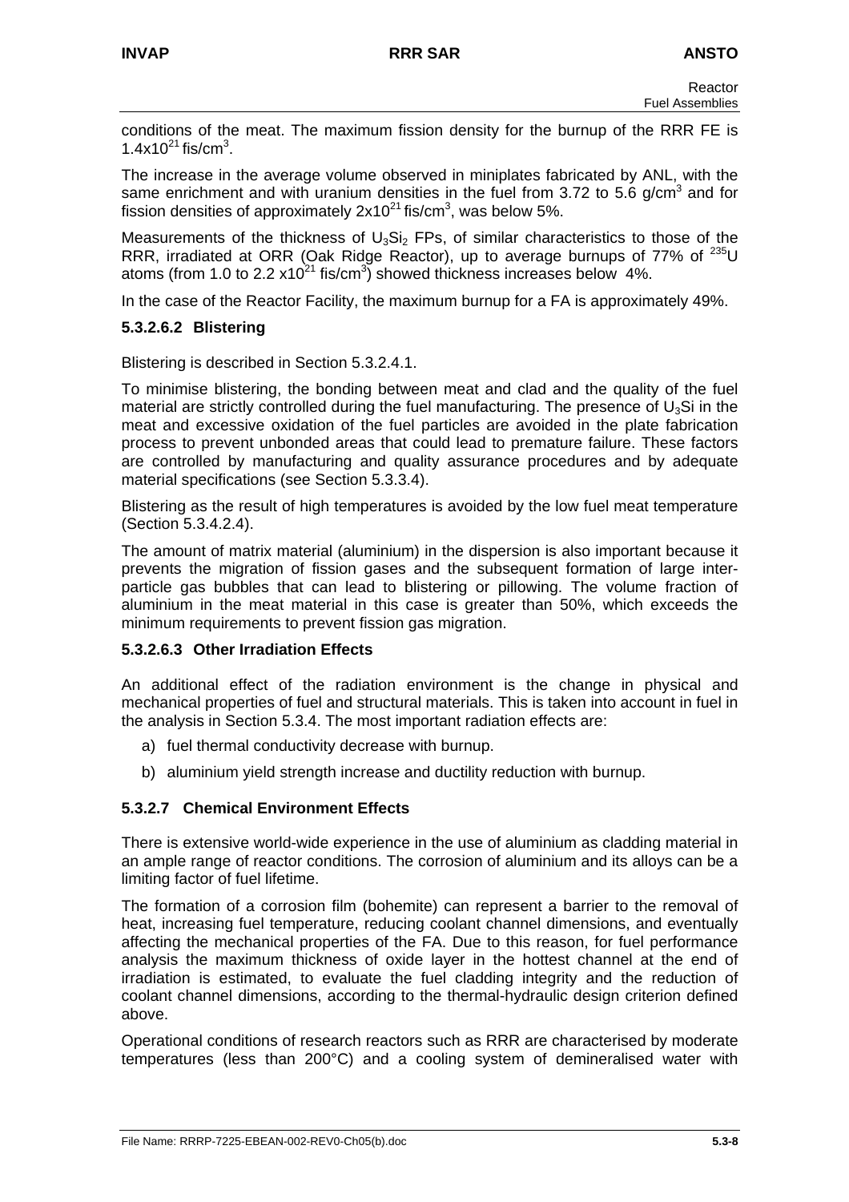conditions of the meat. The maximum fission density for the burnup of the RRR FE is $1.4 \times 10^{21}$ fis/cm$^3$.

The increase in the average volume observed in miniplates fabricated by ANL, with the same enrichment and with uranium densities in the fuel from 3.72 to 5.6 g/cm$^3$ and for fission densities of approximately $2 \times 10^{21}$ fis/cm$^3$, was below 5%.

Measurements of the thickness of $U_3Si_2$ FPs, of similar characteristics to those of the RRR, irradiated at ORR (Oak Ridge Reactor), up to average burnups of 77% of $^{235}U$ atoms (from 1.0 to 2.2 $\times 10^{21}$ fis/cm$^3$) showed thickness increases below 4%.

In the case of the Reactor Facility, the maximum burnup for a FA is approximately 49%.

### 5.3.2.6.2 Blistering

Blistering is described in Section 5.3.2.4.1.

To minimise blistering, the bonding between meat and clad and the quality of the fuel material are strictly controlled during the fuel manufacturing. The presence of $U_3Si$ in the meat and excessive oxidation of the fuel particles are avoided in the plate fabrication process to prevent unbonded areas that could lead to premature failure. These factors are controlled by manufacturing and quality assurance procedures and by adequate material specifications (see Section 5.3.3.4).

Blistering as the result of high temperatures is avoided by the low fuel meat temperature (Section 5.3.4.2.4).

The amount of matrix material (aluminium) in the dispersion is also important because it prevents the migration of fission gases and the subsequent formation of large inter-particle gas bubbles that can lead to blistering or pillowing. The volume fraction of aluminium in the meat material in this case is greater than 50%, which exceeds the minimum requirements to prevent fission gas migration.

### 5.3.2.6.3 Other Irradiation Effects

An additional effect of the radiation environment is the change in physical and mechanical properties of fuel and structural materials. This is taken into account in fuel in the analysis in Section 5.3.4. The most important radiation effects are:

a) fuel thermal conductivity decrease with burnup.

b) aluminium yield strength increase and ductility reduction with burnup.

### 5.3.2.7 Chemical Environment Effects

There is extensive world-wide experience in the use of aluminium as cladding material in an ample range of reactor conditions. The corrosion of aluminium and its alloys can be a limiting factor of fuel lifetime.

The formation of a corrosion film (bohemite) can represent a barrier to the removal of heat, increasing fuel temperature, reducing coolant channel dimensions, and eventually affecting the mechanical properties of the FA. Due to this reason, for fuel performance analysis the maximum thickness of oxide layer in the hottest channel at the end of irradiation is estimated, to evaluate the fuel cladding integrity and the reduction of coolant channel dimensions, according to the thermal-hydraulic design criterion defined above.

Operational conditions of research reactors such as RRR are characterised by moderate temperatures (less than 200°C) and a cooling system of demineralised water with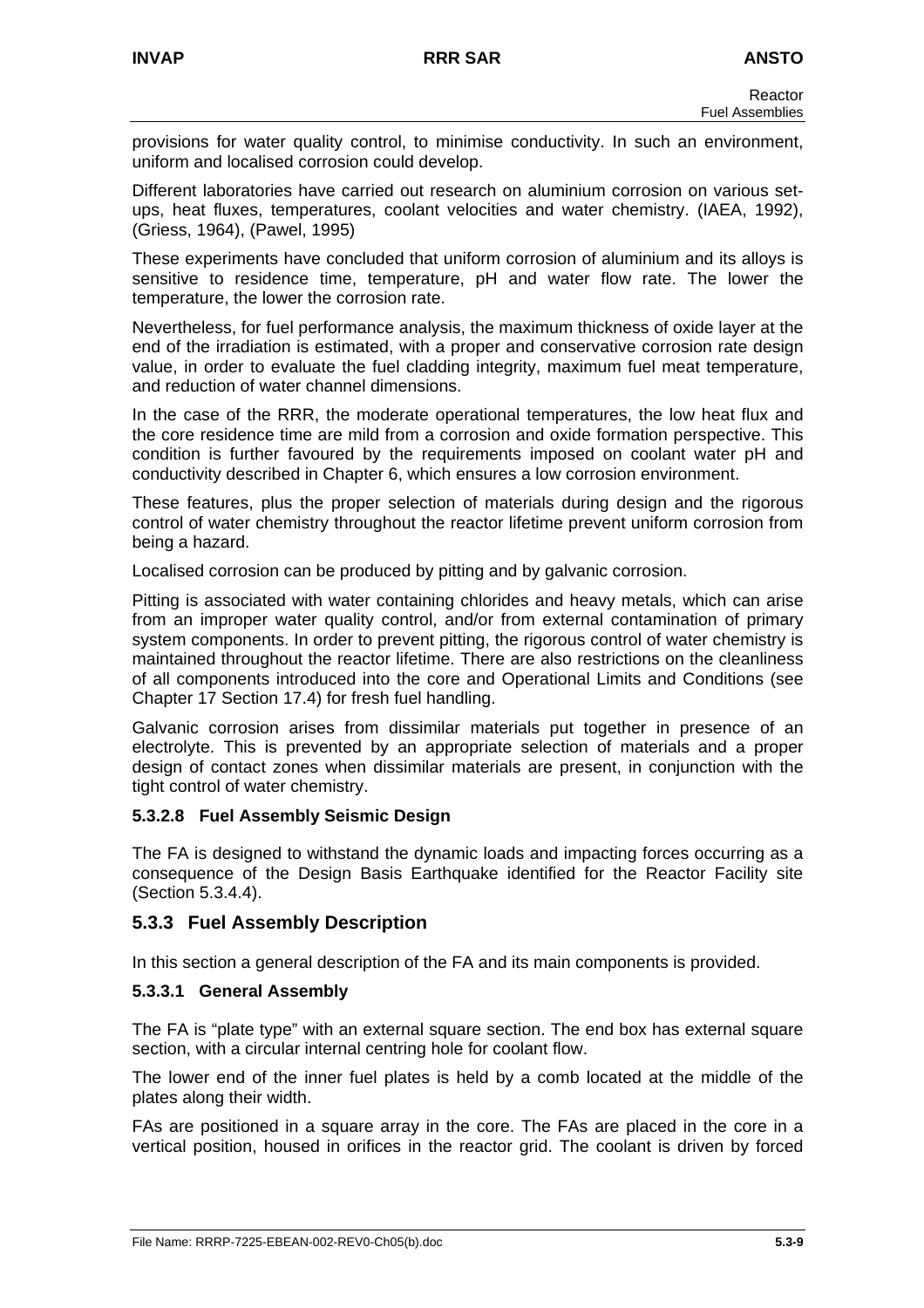provisions for water quality control, to minimise conductivity. In such an environment, uniform and localised corrosion could develop.

Different laboratories have carried out research on aluminium corrosion on various set-ups, heat fluxes, temperatures, coolant velocities and water chemistry. (IAEA, 1992), (Griess, 1964), (Pawel, 1995)

These experiments have concluded that uniform corrosion of aluminium and its alloys is sensitive to residence time, temperature, pH and water flow rate. The lower the temperature, the lower the corrosion rate.

Nevertheless, for fuel performance analysis, the maximum thickness of oxide layer at the end of the irradiation is estimated, with a proper and conservative corrosion rate design value, in order to evaluate the fuel cladding integrity, maximum fuel meat temperature, and reduction of water channel dimensions.

In the case of the RRR, the moderate operational temperatures, the low heat flux and the core residence time are mild from a corrosion and oxide formation perspective. This condition is further favoured by the requirements imposed on coolant water pH and conductivity described in Chapter 6, which ensures a low corrosion environment.

These features, plus the proper selection of materials during design and the rigorous control of water chemistry throughout the reactor lifetime prevent uniform corrosion from being a hazard.

Localised corrosion can be produced by pitting and by galvanic corrosion.

Pitting is associated with water containing chlorides and heavy metals, which can arise from an improper water quality control, and/or from external contamination of primary system components. In order to prevent pitting, the rigorous control of water chemistry is maintained throughout the reactor lifetime. There are also restrictions on the cleanliness of all components introduced into the core and Operational Limits and Conditions (see Chapter 17 Section 17.4) for fresh fuel handling.

Galvanic corrosion arises from dissimilar materials put together in presence of an electrolyte. This is prevented by an appropriate selection of materials and a proper design of contact zones when dissimilar materials are present, in conjunction with the tight control of water chemistry.

#### 5.3.2.8 Fuel Assembly Seismic Design

The FA is designed to withstand the dynamic loads and impacting forces occurring as a consequence of the Design Basis Earthquake identified for the Reactor Facility site (Section 5.3.4.4).

### 5.3.3 Fuel Assembly Description

In this section a general description of the FA and its main components is provided.

#### 5.3.3.1 General Assembly

The FA is "plate type" with an external square section. The end box has external square section, with a circular internal centring hole for coolant flow.

The lower end of the inner fuel plates is held by a comb located at the middle of the plates along their width.

FAs are positioned in a square array in the core. The FAs are placed in the core in a vertical position, housed in orifices in the reactor grid. The coolant is driven by forced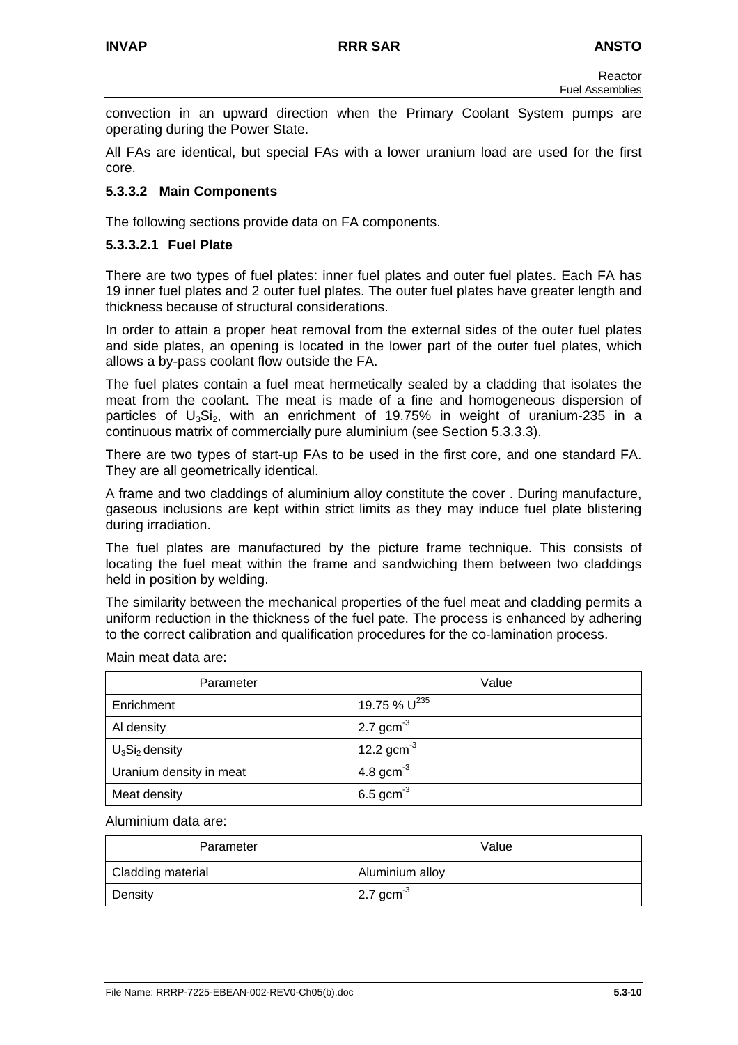convection in an upward direction when the Primary Coolant System pumps are operating during the Power State.

All FAs are identical, but special FAs with a lower uranium load are used for the first core.

### 5.3.3.2 Main Components

The following sections provide data on FA components.

#### 5.3.3.2.1 Fuel Plate

There are two types of fuel plates: inner fuel plates and outer fuel plates. Each FA has 19 inner fuel plates and 2 outer fuel plates. The outer fuel plates have greater length and thickness because of structural considerations.

In order to attain a proper heat removal from the external sides of the outer fuel plates and side plates, an opening is located in the lower part of the outer fuel plates, which allows a by-pass coolant flow outside the FA.

The fuel plates contain a fuel meat hermetically sealed by a cladding that isolates the meat from the coolant. The meat is made of a fine and homogeneous dispersion of particles of $U_3Si_2$, with an enrichment of 19.75% in weight of uranium-235 in a continuous matrix of commercially pure aluminium (see Section 5.3.3.3).

There are two types of start-up FAs to be used in the first core, and one standard FA. They are all geometrically identical.

A frame and two claddings of aluminium alloy constitute the cover . During manufacture, gaseous inclusions are kept within strict limits as they may induce fuel plate blistering during irradiation.

The fuel plates are manufactured by the picture frame technique. This consists of locating the fuel meat within the frame and sandwiching them between two claddings held in position by welding.

The similarity between the mechanical properties of the fuel meat and cladding permits a uniform reduction in the thickness of the fuel pate. The process is enhanced by adhering to the correct calibration and qualification procedures for the co-lamination process.

Main meat data are:

| Parameter | Value |
|---|---|
| Enrichment | 19.75 % $U^{235}$ |
| Al density | 2.7 $gcm^{-3}$ |
| $U_3Si_2$ density | 12.2 $gcm^{-3}$ |
| Uranium density in meat | 4.8 $gcm^{-3}$ |
| Meat density | 6.5 $gcm^{-3}$ |

Aluminium data are:

| Parameter | Value |
|---|---|
| Cladding material | Aluminium alloy |
| Density | 2.7 $gcm^{-3}$ |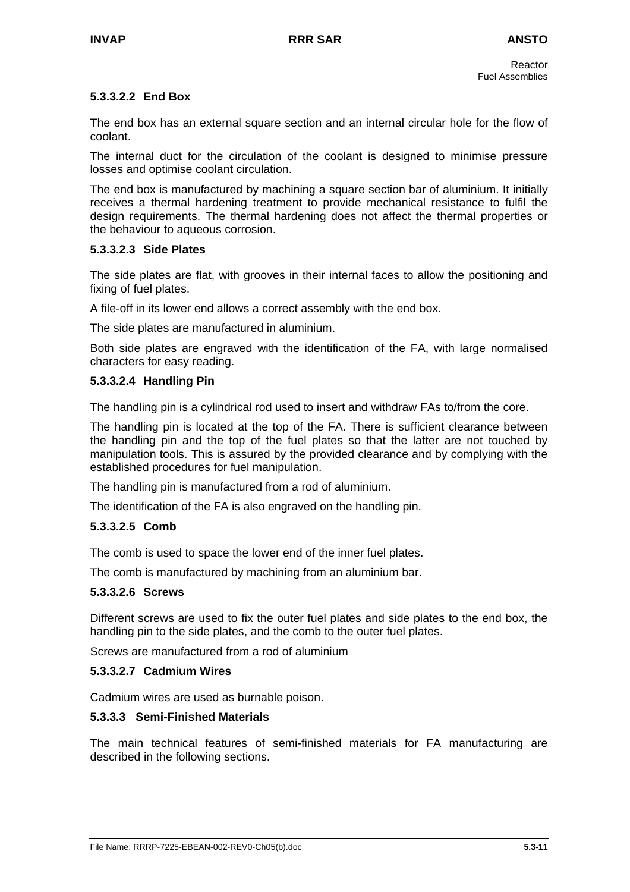#### 5.3.3.2.2 End Box

The end box has an external square section and an internal circular hole for the flow of coolant.

The internal duct for the circulation of the coolant is designed to minimise pressure losses and optimise coolant circulation.

The end box is manufactured by machining a square section bar of aluminium. It initially receives a thermal hardening treatment to provide mechanical resistance to fulfil the design requirements. The thermal hardening does not affect the thermal properties or the behaviour to aqueous corrosion.

#### 5.3.3.2.3 Side Plates

The side plates are flat, with grooves in their internal faces to allow the positioning and fixing of fuel plates.

A file-off in its lower end allows a correct assembly with the end box.

The side plates are manufactured in aluminium.

Both side plates are engraved with the identification of the FA, with large normalised characters for easy reading.

#### 5.3.3.2.4 Handling Pin

The handling pin is a cylindrical rod used to insert and withdraw FAs to/from the core.

The handling pin is located at the top of the FA. There is sufficient clearance between the handling pin and the top of the fuel plates so that the latter are not touched by manipulation tools. This is assured by the provided clearance and by complying with the established procedures for fuel manipulation.

The handling pin is manufactured from a rod of aluminium.

The identification of the FA is also engraved on the handling pin.

#### 5.3.3.2.5 Comb

The comb is used to space the lower end of the inner fuel plates.

The comb is manufactured by machining from an aluminium bar.

#### 5.3.3.2.6 Screws

Different screws are used to fix the outer fuel plates and side plates to the end box, the handling pin to the side plates, and the comb to the outer fuel plates.

Screws are manufactured from a rod of aluminium

#### 5.3.3.2.7 Cadmium Wires

Cadmium wires are used as burnable poison.

### 5.3.3.3 Semi-Finished Materials

The main technical features of semi-finished materials for FA manufacturing are described in the following sections.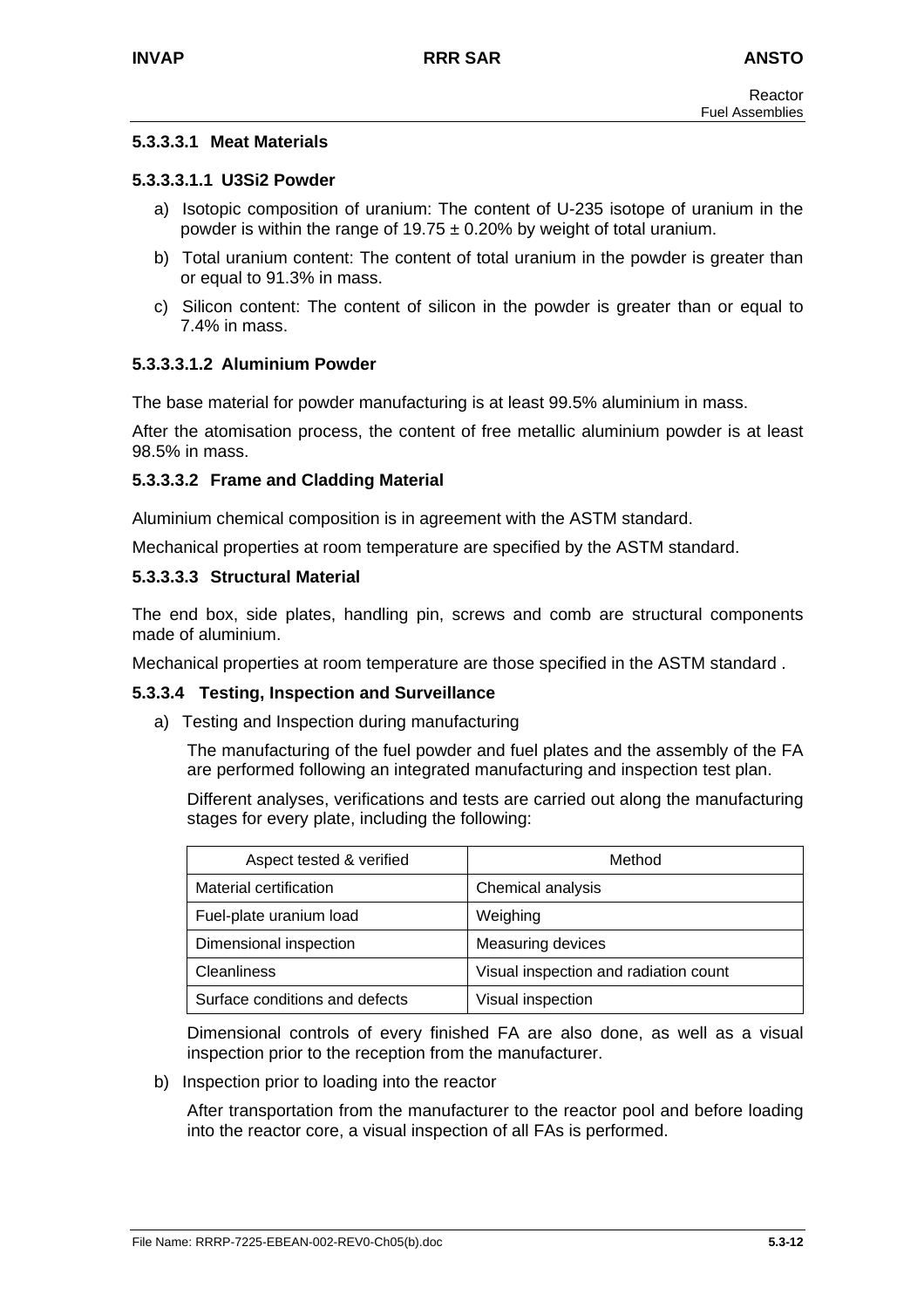#### 5.3.3.3.1 Meat Materials

##### 5.3.3.3.1.1 $U_3Si_2$ Powder

a) Isotopic composition of uranium: The content of U-235 isotope of uranium in the powder is within the range of 19.75 ± 0.20% by weight of total uranium.

b) Total uranium content: The content of total uranium in the powder is greater than or equal to 91.3% in mass.

c) Silicon content: The content of silicon in the powder is greater than or equal to 7.4% in mass.

##### 5.3.3.3.1.2 Aluminium Powder

The base material for powder manufacturing is at least 99.5% aluminium in mass.

After the atomisation process, the content of free metallic aluminium powder is at least 98.5% in mass.

#### 5.3.3.3.2 Frame and Cladding Material

Aluminium chemical composition is in agreement with the ASTM standard.

Mechanical properties at room temperature are specified by the ASTM standard.

#### 5.3.3.3.3 Structural Material

The end box, side plates, handling pin, screws and comb are structural components made of aluminium.

Mechanical properties at room temperature are those specified in the ASTM standard .

### 5.3.3.4 Testing, Inspection and Surveillance

a) Testing and Inspection during manufacturing

   The manufacturing of the fuel powder and fuel plates and the assembly of the FA are performed following an integrated manufacturing and inspection test plan.

   Different analyses, verifications and tests are carried out along the manufacturing stages for every plate, including the following:

| Aspect tested & verified | Method |
|---|---|
| Material certification | Chemical analysis |
| Fuel-plate uranium load | Weighing |
| Dimensional inspection | Measuring devices |
| Cleanliness | Visual inspection and radiation count |
| Surface conditions and defects | Visual inspection |

   Dimensional controls of every finished FA are also done, as well as a visual inspection prior to the reception from the manufacturer.

b) Inspection prior to loading into the reactor

   After transportation from the manufacturer to the reactor pool and before loading into the reactor core, a visual inspection of all FAs is performed.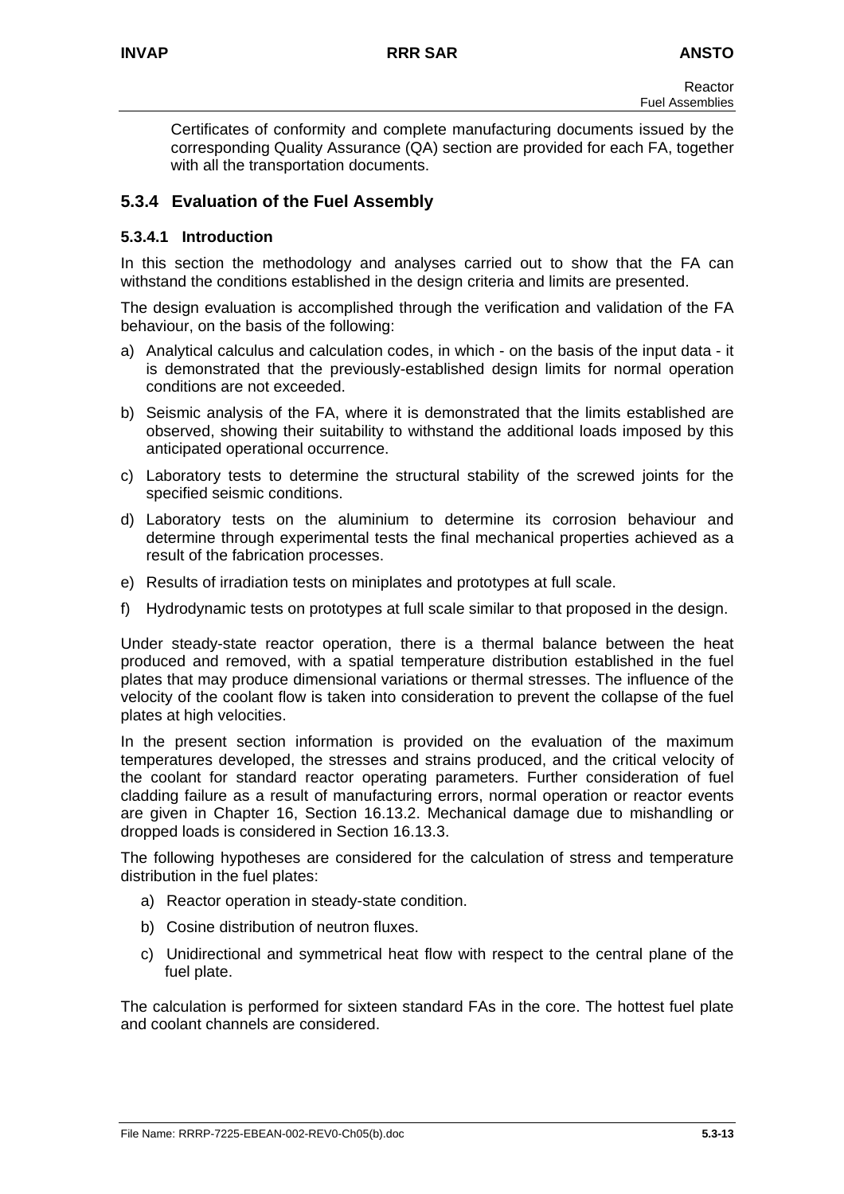Certificates of conformity and complete manufacturing documents issued by the corresponding Quality Assurance (QA) section are provided for each FA, together with all the transportation documents.

## 5.3.4 Evaluation of the Fuel Assembly

### 5.3.4.1 Introduction

In this section the methodology and analyses carried out to show that the FA can withstand the conditions established in the design criteria and limits are presented.

The design evaluation is accomplished through the verification and validation of the FA behaviour, on the basis of the following:

a) Analytical calculus and calculation codes, in which - on the basis of the input data - it is demonstrated that the previously-established design limits for normal operation conditions are not exceeded.

b) Seismic analysis of the FA, where it is demonstrated that the limits established are observed, showing their suitability to withstand the additional loads imposed by this anticipated operational occurrence.

c) Laboratory tests to determine the structural stability of the screwed joints for the specified seismic conditions.

d) Laboratory tests on the aluminium to determine its corrosion behaviour and determine through experimental tests the final mechanical properties achieved as a result of the fabrication processes.

e) Results of irradiation tests on miniplates and prototypes at full scale.

f) Hydrodynamic tests on prototypes at full scale similar to that proposed in the design.

Under steady-state reactor operation, there is a thermal balance between the heat produced and removed, with a spatial temperature distribution established in the fuel plates that may produce dimensional variations or thermal stresses. The influence of the velocity of the coolant flow is taken into consideration to prevent the collapse of the fuel plates at high velocities.

In the present section information is provided on the evaluation of the maximum temperatures developed, the stresses and strains produced, and the critical velocity of the coolant for standard reactor operating parameters. Further consideration of fuel cladding failure as a result of manufacturing errors, normal operation or reactor events are given in Chapter 16, Section 16.13.2. Mechanical damage due to mishandling or dropped loads is considered in Section 16.13.3.

The following hypotheses are considered for the calculation of stress and temperature distribution in the fuel plates:

a) Reactor operation in steady-state condition.

b) Cosine distribution of neutron fluxes.

c) Unidirectional and symmetrical heat flow with respect to the central plane of the fuel plate.

The calculation is performed for sixteen standard FAs in the core. The hottest fuel plate and coolant channels are considered.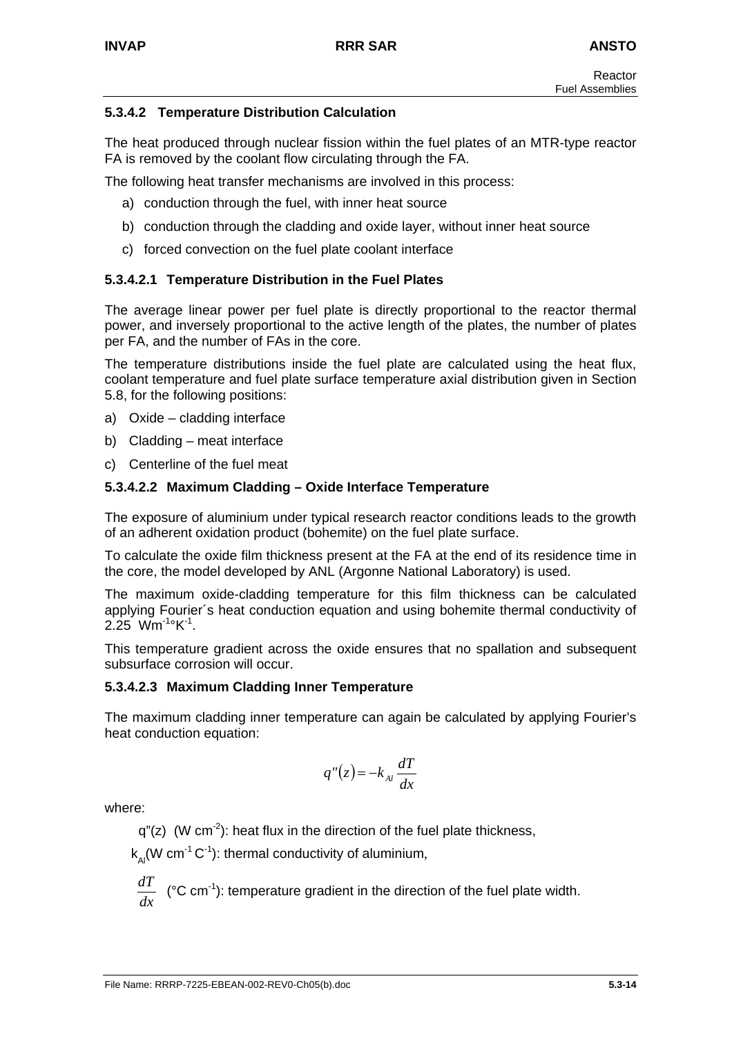### 5.3.4.2 Temperature Distribution Calculation

The heat produced through nuclear fission within the fuel plates of an MTR-type reactor FA is removed by the coolant flow circulating through the FA.

The following heat transfer mechanisms are involved in this process:

a) conduction through the fuel, with inner heat source
b) conduction through the cladding and oxide layer, without inner heat source
c) forced convection on the fuel plate coolant interface

#### 5.3.4.2.1 Temperature Distribution in the Fuel Plates

The average linear power per fuel plate is directly proportional to the reactor thermal power, and inversely proportional to the active length of the plates, the number of plates per FA, and the number of FAs in the core.

The temperature distributions inside the fuel plate are calculated using the heat flux, coolant temperature and fuel plate surface temperature axial distribution given in Section 5.8, for the following positions:

a) Oxide – cladding interface
b) Cladding – meat interface
c) Centerline of the fuel meat

#### 5.3.4.2.2 Maximum Cladding – Oxide Interface Temperature

The exposure of aluminium under typical research reactor conditions leads to the growth of an adherent oxidation product (bohemite) on the fuel plate surface.

To calculate the oxide film thickness present at the FA at the end of its residence time in the core, the model developed by ANL (Argonne National Laboratory) is used.

The maximum oxide-cladding temperature for this film thickness can be calculated applying Fourier´s heat conduction equation and using bohemite thermal conductivity of 2.25 $Wm^{-1}°K^{-1}$.

This temperature gradient across the oxide ensures that no spallation and subsequent subsurface corrosion will occur.

#### 5.3.4.2.3 Maximum Cladding Inner Temperature

The maximum cladding inner temperature can again be calculated by applying Fourier's heat conduction equation:

$$q''(z) = -k_{Al} \frac{dT}{dx}$$

where:

$q''(z)$ ($W\ cm^{-2}$): heat flux in the direction of the fuel plate thickness,

$k_{Al}$($W\ cm^{-1}\ C^{-1}$): thermal conductivity of aluminium,

$\frac{dT}{dx}$ ($°C\ cm^{-1}$): temperature gradient in the direction of the fuel plate width.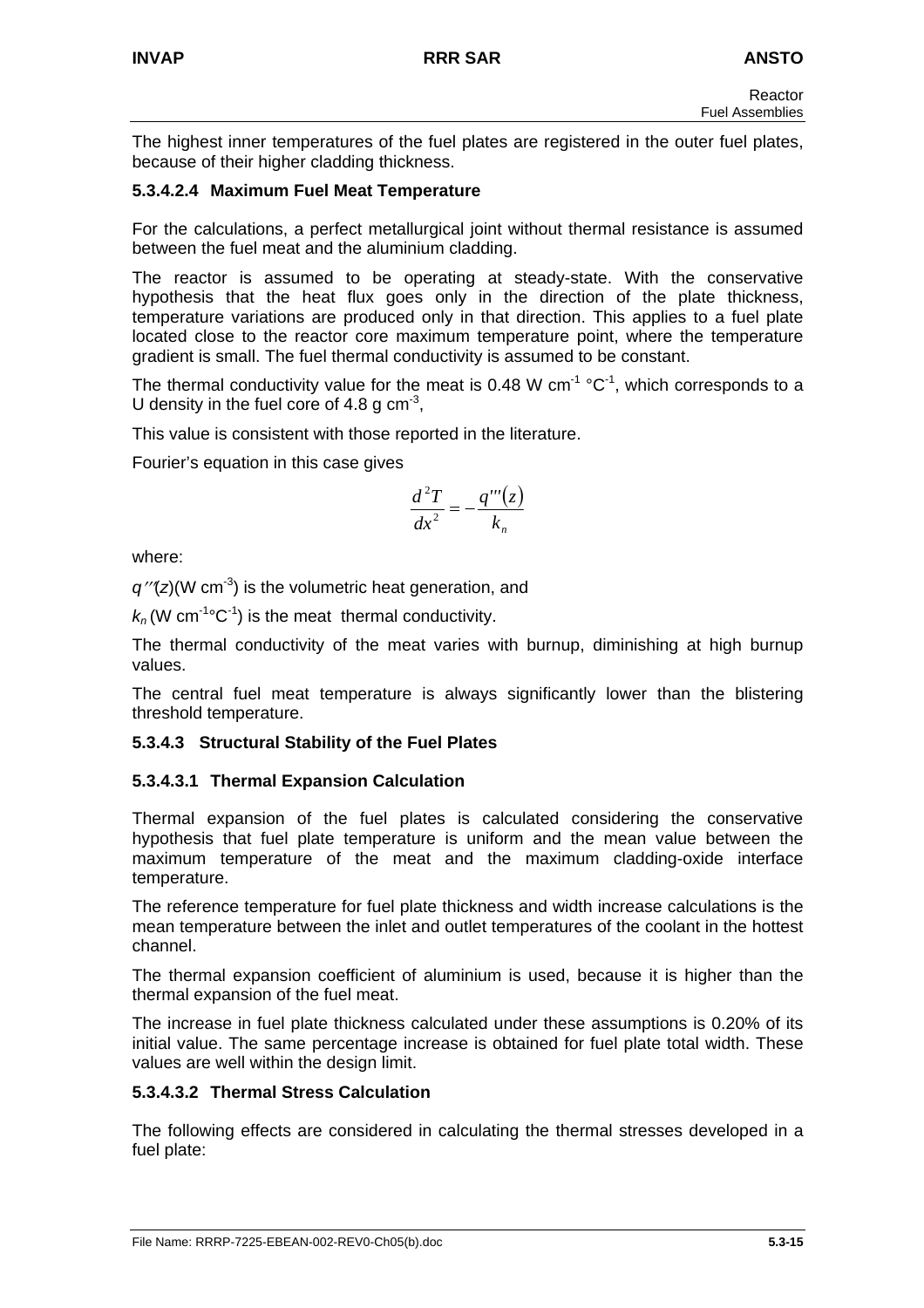The highest inner temperatures of the fuel plates are registered in the outer fuel plates, because of their higher cladding thickness.

#### 5.3.4.2.4 Maximum Fuel Meat Temperature

For the calculations, a perfect metallurgical joint without thermal resistance is assumed between the fuel meat and the aluminium cladding.

The reactor is assumed to be operating at steady-state. With the conservative hypothesis that the heat flux goes only in the direction of the plate thickness, temperature variations are produced only in that direction. This applies to a fuel plate located close to the reactor core maximum temperature point, where the temperature gradient is small. The fuel thermal conductivity is assumed to be constant.

The thermal conductivity value for the meat is 0.48 W cm$^{-1}$ °C$^{-1}$, which corresponds to a U density in the fuel core of 4.8 g cm$^{-3}$,

This value is consistent with those reported in the literature.

Fourier's equation in this case gives

$$\frac{d^2T}{dx^2} = -\frac{q'''(z)}{k_n}$$

where:

$q'''(z)$(W cm$^{-3}$) is the volumetric heat generation, and

$k_n$ (W cm$^{-1}$°C$^{-1}$) is the meat thermal conductivity.

The thermal conductivity of the meat varies with burnup, diminishing at high burnup values.

The central fuel meat temperature is always significantly lower than the blistering threshold temperature.

### 5.3.4.3 Structural Stability of the Fuel Plates

#### 5.3.4.3.1 Thermal Expansion Calculation

Thermal expansion of the fuel plates is calculated considering the conservative hypothesis that fuel plate temperature is uniform and the mean value between the maximum temperature of the meat and the maximum cladding-oxide interface temperature.

The reference temperature for fuel plate thickness and width increase calculations is the mean temperature between the inlet and outlet temperatures of the coolant in the hottest channel.

The thermal expansion coefficient of aluminium is used, because it is higher than the thermal expansion of the fuel meat.

The increase in fuel plate thickness calculated under these assumptions is 0.20% of its initial value. The same percentage increase is obtained for fuel plate total width. These values are well within the design limit.

#### 5.3.4.3.2 Thermal Stress Calculation

The following effects are considered in calculating the thermal stresses developed in a fuel plate: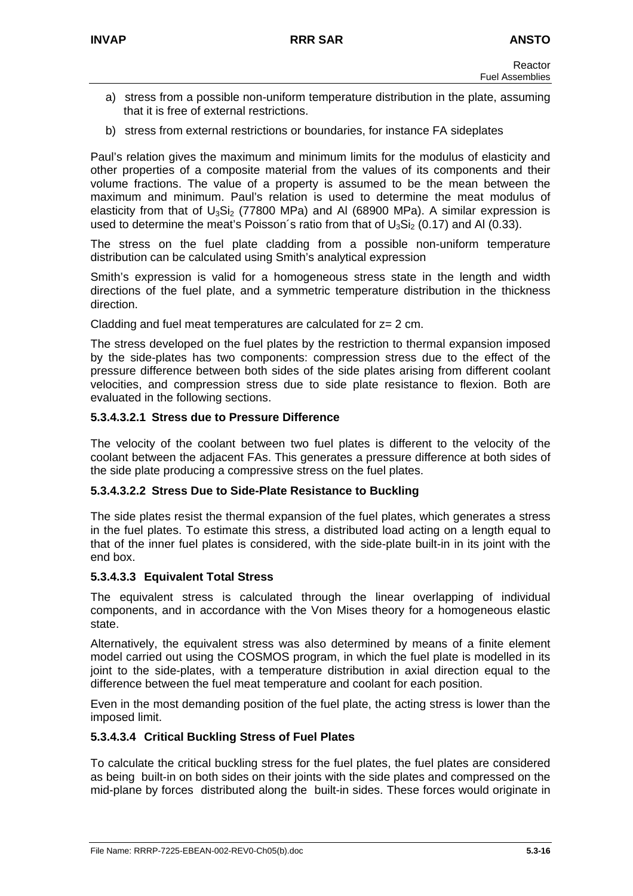a) stress from a possible non-uniform temperature distribution in the plate, assuming that it is free of external restrictions.

b) stress from external restrictions or boundaries, for instance FA sideplates

Paul's relation gives the maximum and minimum limits for the modulus of elasticity and other properties of a composite material from the values of its components and their volume fractions. The value of a property is assumed to be the mean between the maximum and minimum. Paul's relation is used to determine the meat modulus of elasticity from that of $U_3Si_2$ (77800 MPa) and Al (68900 MPa). A similar expression is used to determine the meat's Poisson´s ratio from that of $U_3Si_2$ (0.17) and Al (0.33).

The stress on the fuel plate cladding from a possible non-uniform temperature distribution can be calculated using Smith's analytical expression

Smith's expression is valid for a homogeneous stress state in the length and width directions of the fuel plate, and a symmetric temperature distribution in the thickness direction.

Cladding and fuel meat temperatures are calculated for z= 2 cm.

The stress developed on the fuel plates by the restriction to thermal expansion imposed by the side-plates has two components: compression stress due to the effect of the pressure difference between both sides of the side plates arising from different coolant velocities, and compression stress due to side plate resistance to flexion. Both are evaluated in the following sections.

#### 5.3.4.3.2.1 Stress due to Pressure Difference

The velocity of the coolant between two fuel plates is different to the velocity of the coolant between the adjacent FAs. This generates a pressure difference at both sides of the side plate producing a compressive stress on the fuel plates.

#### 5.3.4.3.2.2 Stress Due to Side-Plate Resistance to Buckling

The side plates resist the thermal expansion of the fuel plates, which generates a stress in the fuel plates. To estimate this stress, a distributed load acting on a length equal to that of the inner fuel plates is considered, with the side-plate built-in in its joint with the end box.

### 5.3.4.3.3 Equivalent Total Stress

The equivalent stress is calculated through the linear overlapping of individual components, and in accordance with the Von Mises theory for a homogeneous elastic state.

Alternatively, the equivalent stress was also determined by means of a finite element model carried out using the COSMOS program, in which the fuel plate is modelled in its joint to the side-plates, with a temperature distribution in axial direction equal to the difference between the fuel meat temperature and coolant for each position.

Even in the most demanding position of the fuel plate, the acting stress is lower than the imposed limit.

### 5.3.4.3.4 Critical Buckling Stress of Fuel Plates

To calculate the critical buckling stress for the fuel plates, the fuel plates are considered as being built-in on both sides on their joints with the side plates and compressed on the mid-plane by forces distributed along the built-in sides. These forces would originate in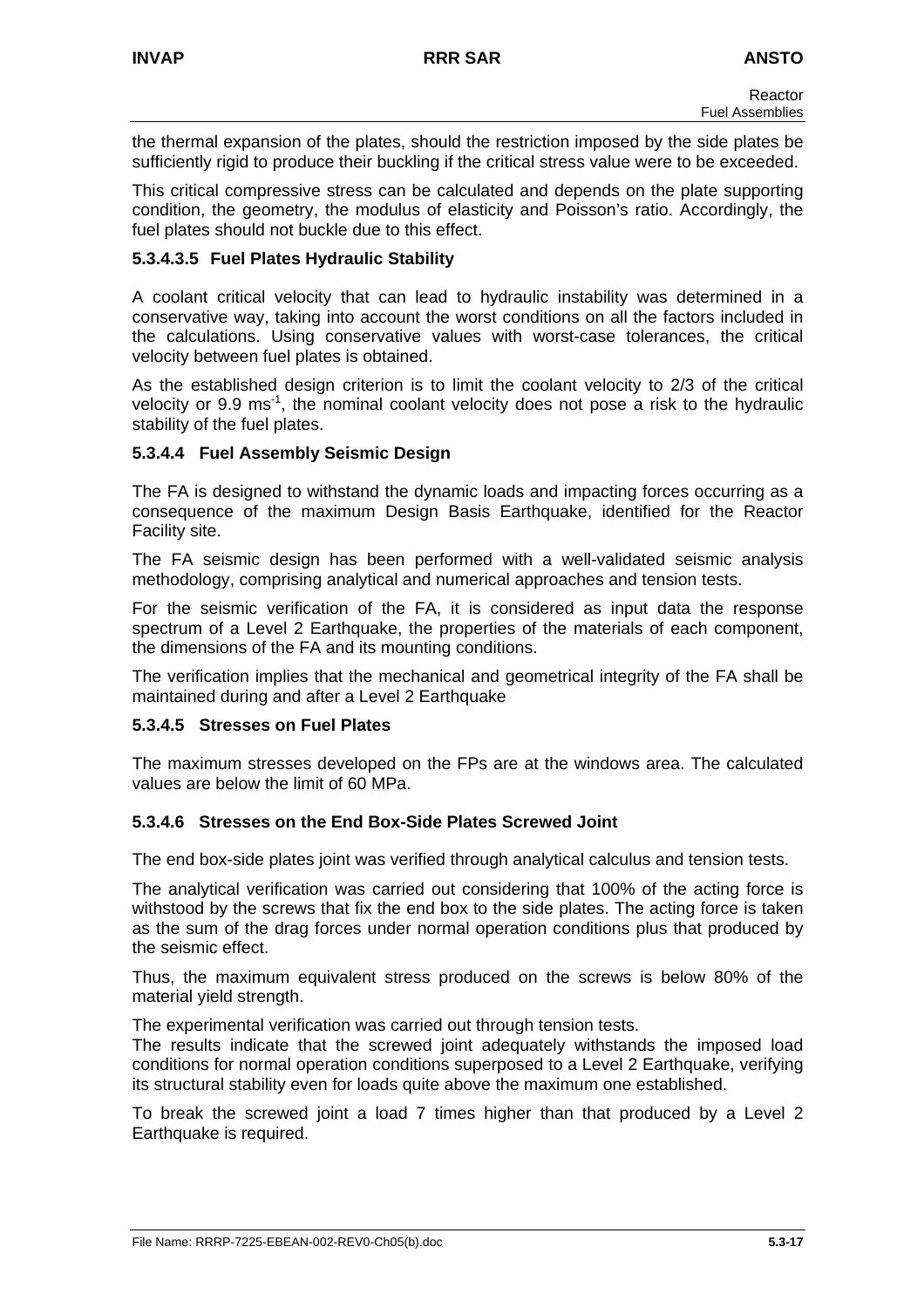the thermal expansion of the plates, should the restriction imposed by the side plates be sufficiently rigid to produce their buckling if the critical stress value were to be exceeded.

This critical compressive stress can be calculated and depends on the plate supporting condition, the geometry, the modulus of elasticity and Poisson's ratio. Accordingly, the fuel plates should not buckle due to this effect.

#### 5.3.4.3.5 Fuel Plates Hydraulic Stability

A coolant critical velocity that can lead to hydraulic instability was determined in a conservative way, taking into account the worst conditions on all the factors included in the calculations. Using conservative values with worst-case tolerances, the critical velocity between fuel plates is obtained.

As the established design criterion is to limit the coolant velocity to 2/3 of the critical velocity or 9.9 $ms^{-1}$, the nominal coolant velocity does not pose a risk to the hydraulic stability of the fuel plates.

### 5.3.4.4 Fuel Assembly Seismic Design

The FA is designed to withstand the dynamic loads and impacting forces occurring as a consequence of the maximum Design Basis Earthquake, identified for the Reactor Facility site.

The FA seismic design has been performed with a well-validated seismic analysis methodology, comprising analytical and numerical approaches and tension tests.

For the seismic verification of the FA, it is considered as input data the response spectrum of a Level 2 Earthquake, the properties of the materials of each component, the dimensions of the FA and its mounting conditions.

The verification implies that the mechanical and geometrical integrity of the FA shall be maintained during and after a Level 2 Earthquake

### 5.3.4.5 Stresses on Fuel Plates

The maximum stresses developed on the FPs are at the windows area. The calculated values are below the limit of 60 MPa.

### 5.3.4.6 Stresses on the End Box-Side Plates Screwed Joint

The end box-side plates joint was verified through analytical calculus and tension tests.

The analytical verification was carried out considering that 100% of the acting force is withstood by the screws that fix the end box to the side plates. The acting force is taken as the sum of the drag forces under normal operation conditions plus that produced by the seismic effect.

Thus, the maximum equivalent stress produced on the screws is below 80% of the material yield strength.

The experimental verification was carried out through tension tests.
The results indicate that the screwed joint adequately withstands the imposed load conditions for normal operation conditions superposed to a Level 2 Earthquake, verifying its structural stability even for loads quite above the maximum one established.

To break the screwed joint a load 7 times higher than that produced by a Level 2 Earthquake is required.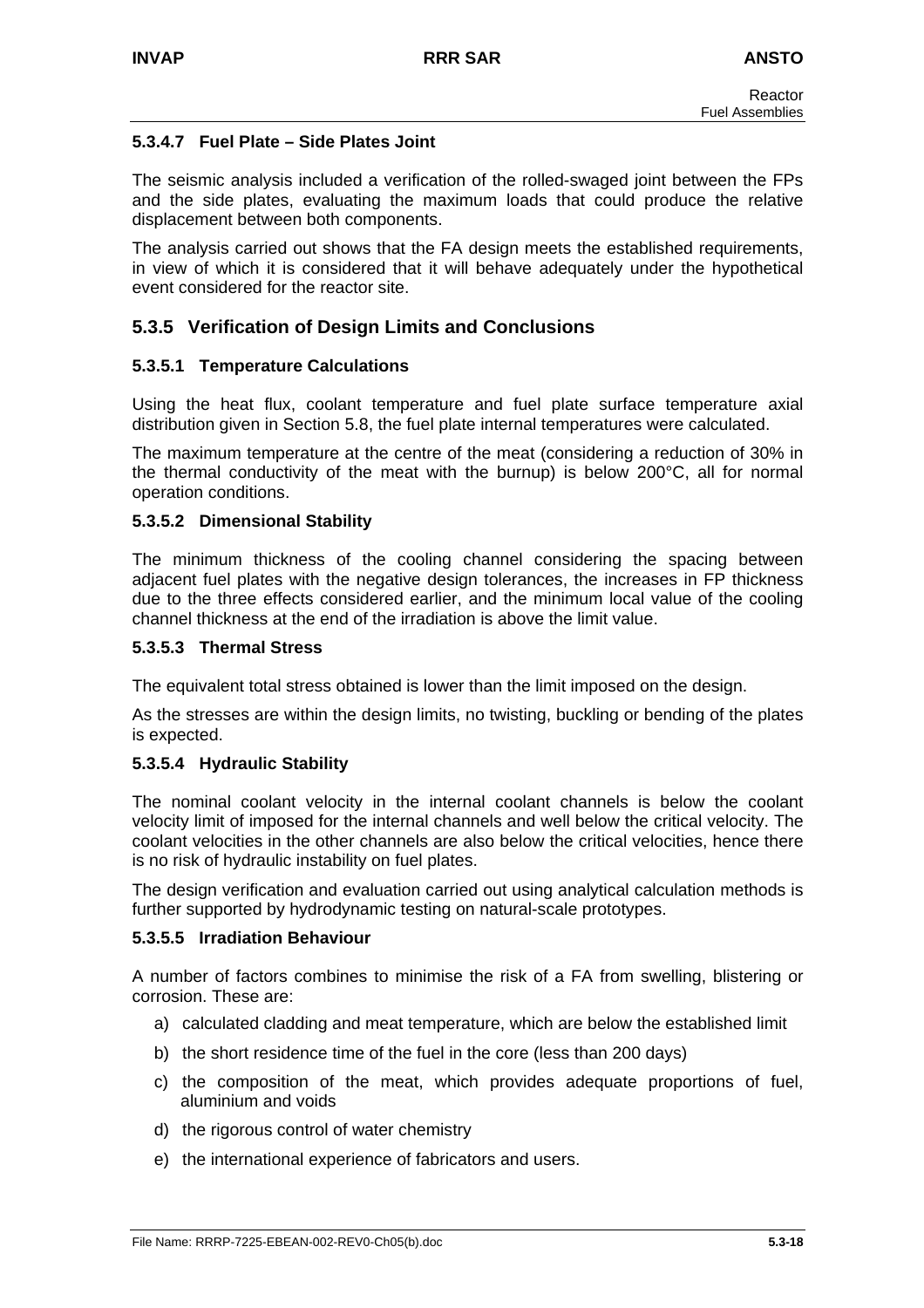#### 5.3.4.7 Fuel Plate – Side Plates Joint

The seismic analysis included a verification of the rolled-swaged joint between the FPs and the side plates, evaluating the maximum loads that could produce the relative displacement between both components.

The analysis carried out shows that the FA design meets the established requirements, in view of which it is considered that it will behave adequately under the hypothetical event considered for the reactor site.

### 5.3.5 Verification of Design Limits and Conclusions

#### 5.3.5.1 Temperature Calculations

Using the heat flux, coolant temperature and fuel plate surface temperature axial distribution given in Section 5.8, the fuel plate internal temperatures were calculated.

The maximum temperature at the centre of the meat (considering a reduction of 30% in the thermal conductivity of the meat with the burnup) is below 200°C, all for normal operation conditions.

#### 5.3.5.2 Dimensional Stability

The minimum thickness of the cooling channel considering the spacing between adjacent fuel plates with the negative design tolerances, the increases in FP thickness due to the three effects considered earlier, and the minimum local value of the cooling channel thickness at the end of the irradiation is above the limit value.

#### 5.3.5.3 Thermal Stress

The equivalent total stress obtained is lower than the limit imposed on the design.

As the stresses are within the design limits, no twisting, buckling or bending of the plates is expected.

#### 5.3.5.4 Hydraulic Stability

The nominal coolant velocity in the internal coolant channels is below the coolant velocity limit of imposed for the internal channels and well below the critical velocity. The coolant velocities in the other channels are also below the critical velocities, hence there is no risk of hydraulic instability on fuel plates.

The design verification and evaluation carried out using analytical calculation methods is further supported by hydrodynamic testing on natural-scale prototypes.

#### 5.3.5.5 Irradiation Behaviour

A number of factors combines to minimise the risk of a FA from swelling, blistering or corrosion. These are:

a) calculated cladding and meat temperature, which are below the established limit
b) the short residence time of the fuel in the core (less than 200 days)
c) the composition of the meat, which provides adequate proportions of fuel, aluminium and voids
d) the rigorous control of water chemistry
e) the international experience of fabricators and users.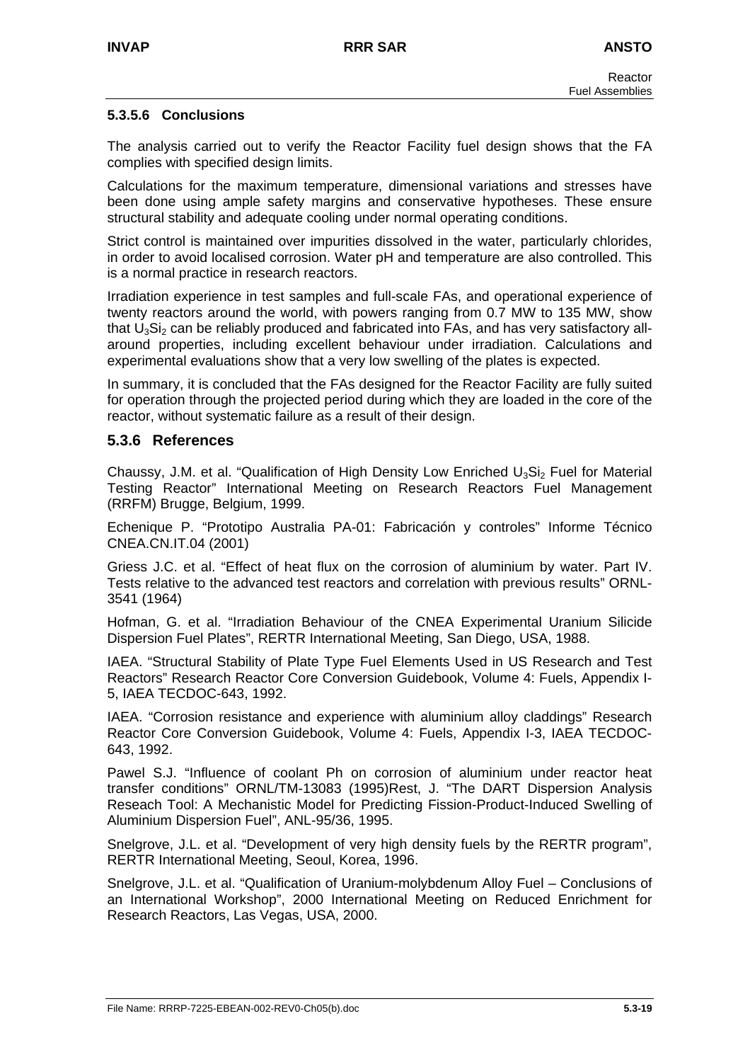#### 5.3.5.6 Conclusions

The analysis carried out to verify the Reactor Facility fuel design shows that the FA complies with specified design limits.

Calculations for the maximum temperature, dimensional variations and stresses have been done using ample safety margins and conservative hypotheses. These ensure structural stability and adequate cooling under normal operating conditions.

Strict control is maintained over impurities dissolved in the water, particularly chlorides, in order to avoid localised corrosion. Water pH and temperature are also controlled. This is a normal practice in research reactors.

Irradiation experience in test samples and full-scale FAs, and operational experience of twenty reactors around the world, with powers ranging from 0.7 MW to 135 MW, show that $U_3Si_2$ can be reliably produced and fabricated into FAs, and has very satisfactory all-around properties, including excellent behaviour under irradiation. Calculations and experimental evaluations show that a very low swelling of the plates is expected.

In summary, it is concluded that the FAs designed for the Reactor Facility are fully suited for operation through the projected period during which they are loaded in the core of the reactor, without systematic failure as a result of their design.

### 5.3.6 References

Chaussy, J.M. et al. "Qualification of High Density Low Enriched $U_3Si_2$ Fuel for Material Testing Reactor" International Meeting on Research Reactors Fuel Management (RRFM) Brugge, Belgium, 1999.

Echenique P. "Prototipo Australia PA-01: Fabricación y controles" Informe Técnico CNEA.CN.IT.04 (2001)

Griess J.C. et al. "Effect of heat flux on the corrosion of aluminium by water. Part IV. Tests relative to the advanced test reactors and correlation with previous results" ORNL-3541 (1964)

Hofman, G. et al. "Irradiation Behaviour of the CNEA Experimental Uranium Silicide Dispersion Fuel Plates", RERTR International Meeting, San Diego, USA, 1988.

IAEA. "Structural Stability of Plate Type Fuel Elements Used in US Research and Test Reactors" Research Reactor Core Conversion Guidebook, Volume 4: Fuels, Appendix I-5, IAEA TECDOC-643, 1992.

IAEA. "Corrosion resistance and experience with aluminium alloy claddings" Research Reactor Core Conversion Guidebook, Volume 4: Fuels, Appendix I-3, IAEA TECDOC-643, 1992.

Pawel S.J. "Influence of coolant Ph on corrosion of aluminium under reactor heat transfer conditions" ORNL/TM-13083 (1995)Rest, J. "The DART Dispersion Analysis Reseach Tool: A Mechanistic Model for Predicting Fission-Product-Induced Swelling of Aluminium Dispersion Fuel", ANL-95/36, 1995.

Snelgrove, J.L. et al. "Development of very high density fuels by the RERTR program", RERTR International Meeting, Seoul, Korea, 1996.

Snelgrove, J.L. et al. "Qualification of Uranium-molybdenum Alloy Fuel – Conclusions of an International Workshop", 2000 International Meeting on Reduced Enrichment for Research Reactors, Las Vegas, USA, 2000.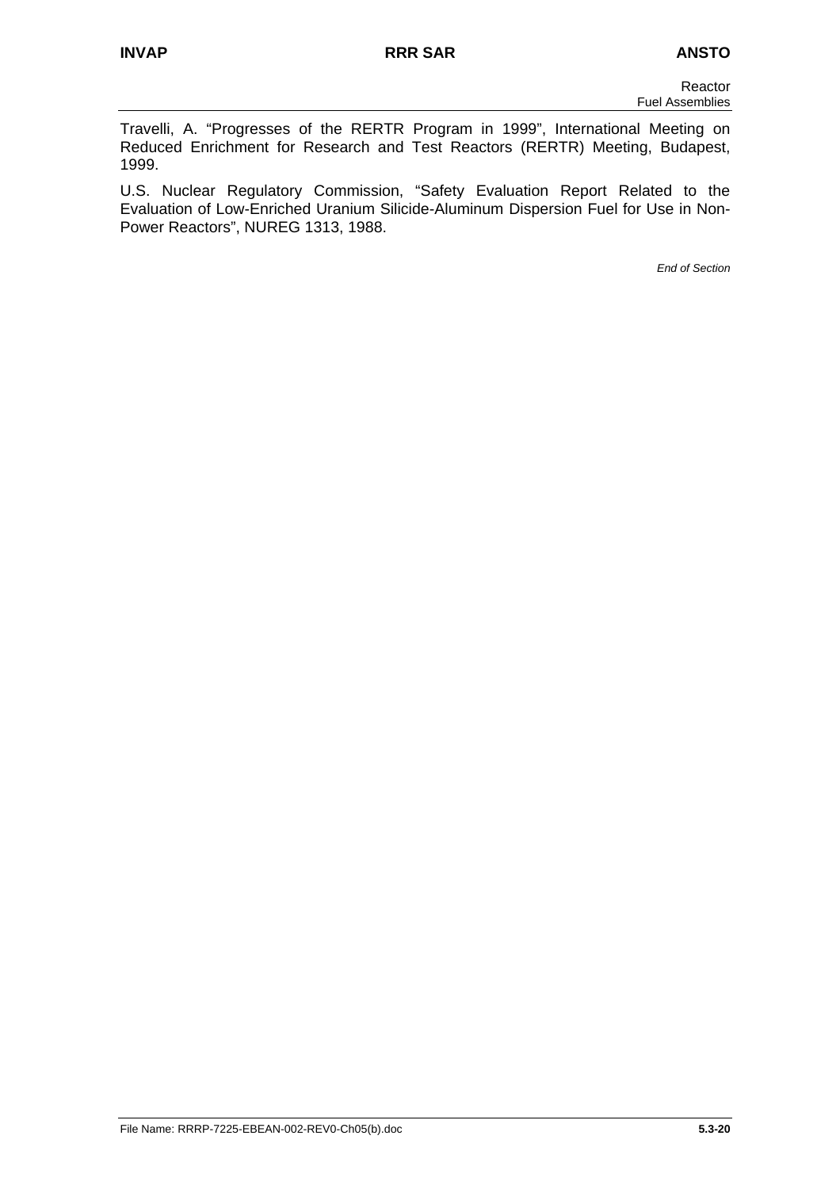Travelli, A. “Progresses of the RERTR Program in 1999”, International Meeting on Reduced Enrichment for Research and Test Reactors (RERTR) Meeting, Budapest, 1999.

U.S. Nuclear Regulatory Commission, “Safety Evaluation Report Related to the Evaluation of Low-Enriched Uranium Silicide-Aluminum Dispersion Fuel for Use in Non-Power Reactors”, NUREG 1313, 1988.

*End of Section*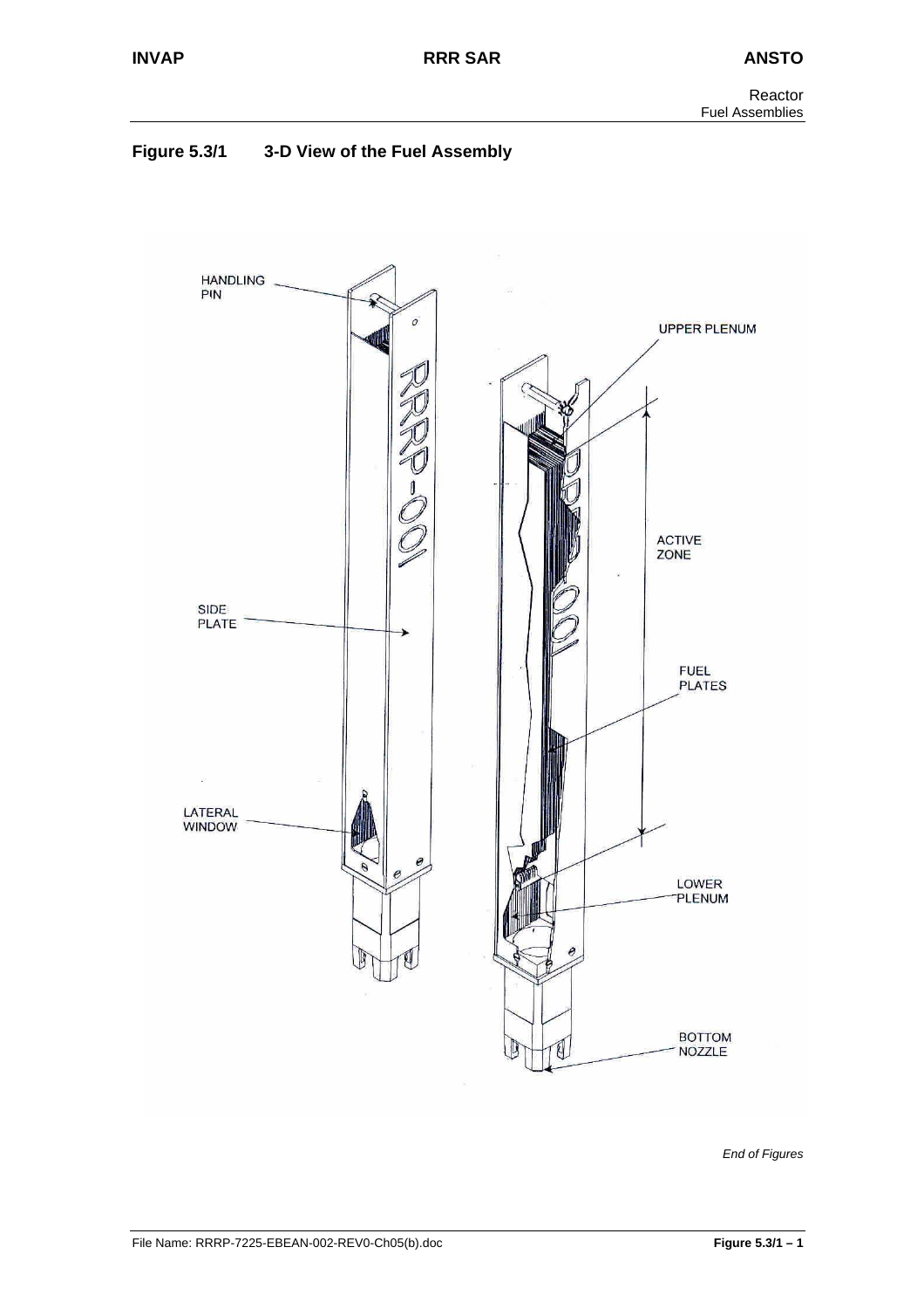## Figure 5.3/1 3-D View of the Fuel Assembly

HANDLING PIN

UPPER PLENUM

ACTIVE ZONE

SIDE PLATE

FUEL PLATES

LATERAL WINDOW

LOWER PLENUM

BOTTOM NOZZLE

RRRP-001

*End of Figures*